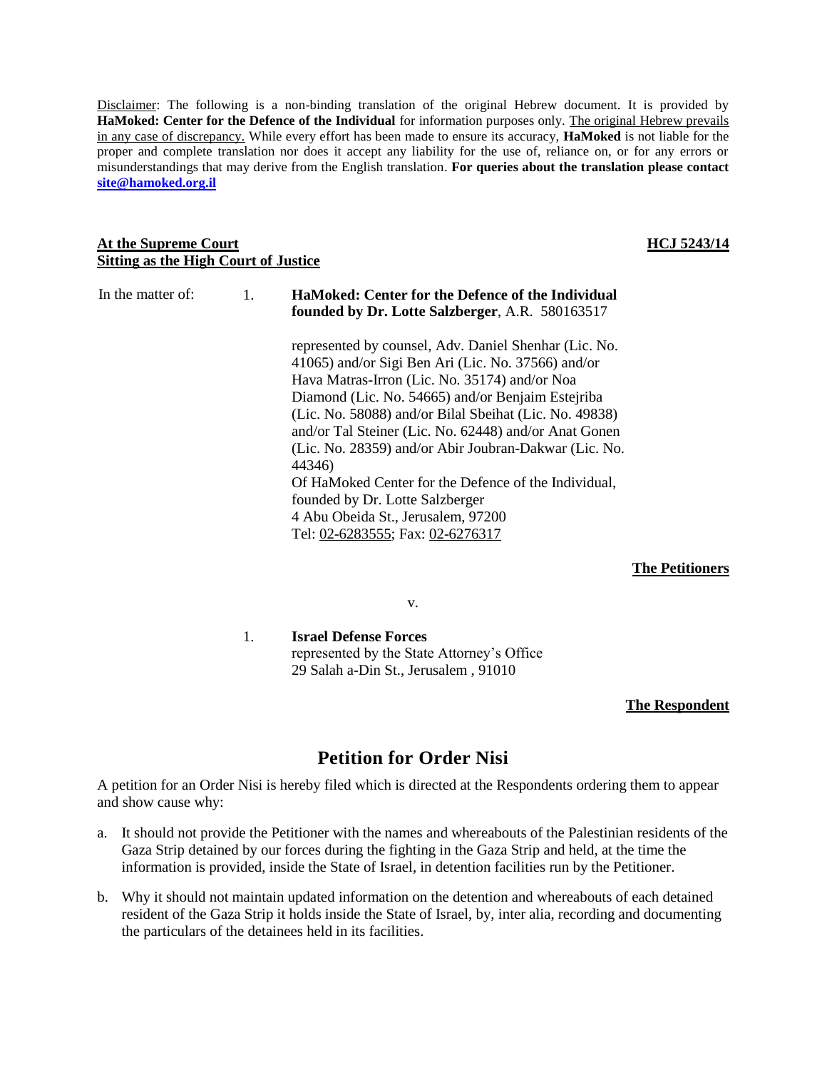Disclaimer: The following is a non-binding translation of the original Hebrew document. It is provided by **HaMoked: Center for the Defence of the Individual** for information purposes only. The original Hebrew prevails in any case of discrepancy. While every effort has been made to ensure its accuracy, **HaMoked** is not liable for the proper and complete translation nor does it accept any liability for the use of, reliance on, or for any errors or misunderstandings that may derive from the English translation. **For queries about the translation please contact site@hamoked.org.il**

**At the Supreme Court**
**Sitting as the High Court of Justice**

**HCJ 5243/14**

In the matter of:

1. **HaMoked: Center for the Defence of the Individual founded by Dr. Lotte Salzberger**, A.R. 580163517

   represented by counsel, Adv. Daniel Shenhar (Lic. No. 41065) and/or Sigi Ben Ari (Lic. No. 37566) and/or Hava Matras-Irron (Lic. No. 35174) and/or Noa Diamond (Lic. No. 54665) and/or Benjaim Estejriba (Lic. No. 58088) and/or Bilal Sbeihat (Lic. No. 49838) and/or Tal Steiner (Lic. No. 62448) and/or Anat Gonen (Lic. No. 28359) and/or Abir Joubran-Dakwar (Lic. No. 44346)
   Of HaMoked Center for the Defence of the Individual, founded by Dr. Lotte Salzberger
   4 Abu Obeida St., Jerusalem, 97200
   Tel: 02-6283555; Fax: 02-6276317

**The Petitioners**

v.

1. **Israel Defense Forces**
   represented by the State Attorney's Office
   29 Salah a-Din St., Jerusalem , 91010

**The Respondent**

## Petition for Order Nisi

A petition for an Order Nisi is hereby filed which is directed at the Respondents ordering them to appear and show cause why:

a. It should not provide the Petitioner with the names and whereabouts of the Palestinian residents of the Gaza Strip detained by our forces during the fighting in the Gaza Strip and held, at the time the information is provided, inside the State of Israel, in detention facilities run by the Petitioner.

b. Why it should not maintain updated information on the detention and whereabouts of each detained resident of the Gaza Strip it holds inside the State of Israel, by, inter alia, recording and documenting the particulars of the detainees held in its facilities.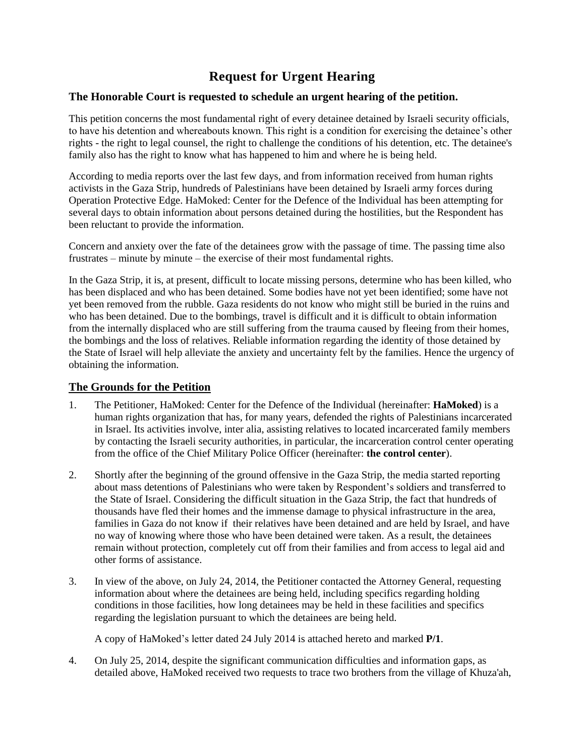# Request for Urgent Hearing

### The Honorable Court is requested to schedule an urgent hearing of the petition.

This petition concerns the most fundamental right of every detainee detained by Israeli security officials, to have his detention and whereabouts known. This right is a condition for exercising the detainee's other rights - the right to legal counsel, the right to challenge the conditions of his detention, etc. The detainee's family also has the right to know what has happened to him and where he is being held.

According to media reports over the last few days, and from information received from human rights activists in the Gaza Strip, hundreds of Palestinians have been detained by Israeli army forces during Operation Protective Edge. HaMoked: Center for the Defence of the Individual has been attempting for several days to obtain information about persons detained during the hostilities, but the Respondent has been reluctant to provide the information.

Concern and anxiety over the fate of the detainees grow with the passage of time. The passing time also frustrates – minute by minute – the exercise of their most fundamental rights.

In the Gaza Strip, it is, at present, difficult to locate missing persons, determine who has been killed, who has been displaced and who has been detained. Some bodies have not yet been identified; some have not yet been removed from the rubble. Gaza residents do not know who might still be buried in the ruins and who has been detained. Due to the bombings, travel is difficult and it is difficult to obtain information from the internally displaced who are still suffering from the trauma caused by fleeing from their homes, the bombings and the loss of relatives. Reliable information regarding the identity of those detained by the State of Israel will help alleviate the anxiety and uncertainty felt by the families. Hence the urgency of obtaining the information.

## The Grounds for the Petition

1. The Petitioner, HaMoked: Center for the Defence of the Individual (hereinafter: **HaMoked**) is a human rights organization that has, for many years, defended the rights of Palestinians incarcerated in Israel. Its activities involve, inter alia, assisting relatives to located incarcerated family members by contacting the Israeli security authorities, in particular, the incarceration control center operating from the office of the Chief Military Police Officer (hereinafter: **the control center**).

2. Shortly after the beginning of the ground offensive in the Gaza Strip, the media started reporting about mass detentions of Palestinians who were taken by Respondent's soldiers and transferred to the State of Israel. Considering the difficult situation in the Gaza Strip, the fact that hundreds of thousands have fled their homes and the immense damage to physical infrastructure in the area, families in Gaza do not know if their relatives have been detained and are held by Israel, and have no way of knowing where those who have been detained were taken. As a result, the detainees remain without protection, completely cut off from their families and from access to legal aid and other forms of assistance.

3. In view of the above, on July 24, 2014, the Petitioner contacted the Attorney General, requesting information about where the detainees are being held, including specifics regarding holding conditions in those facilities, how long detainees may be held in these facilities and specifics regarding the legislation pursuant to which the detainees are being held.

   A copy of HaMoked's letter dated 24 July 2014 is attached hereto and marked **P/1**.

4. On July 25, 2014, despite the significant communication difficulties and information gaps, as detailed above, HaMoked received two requests to trace two brothers from the village of Khuza'ah,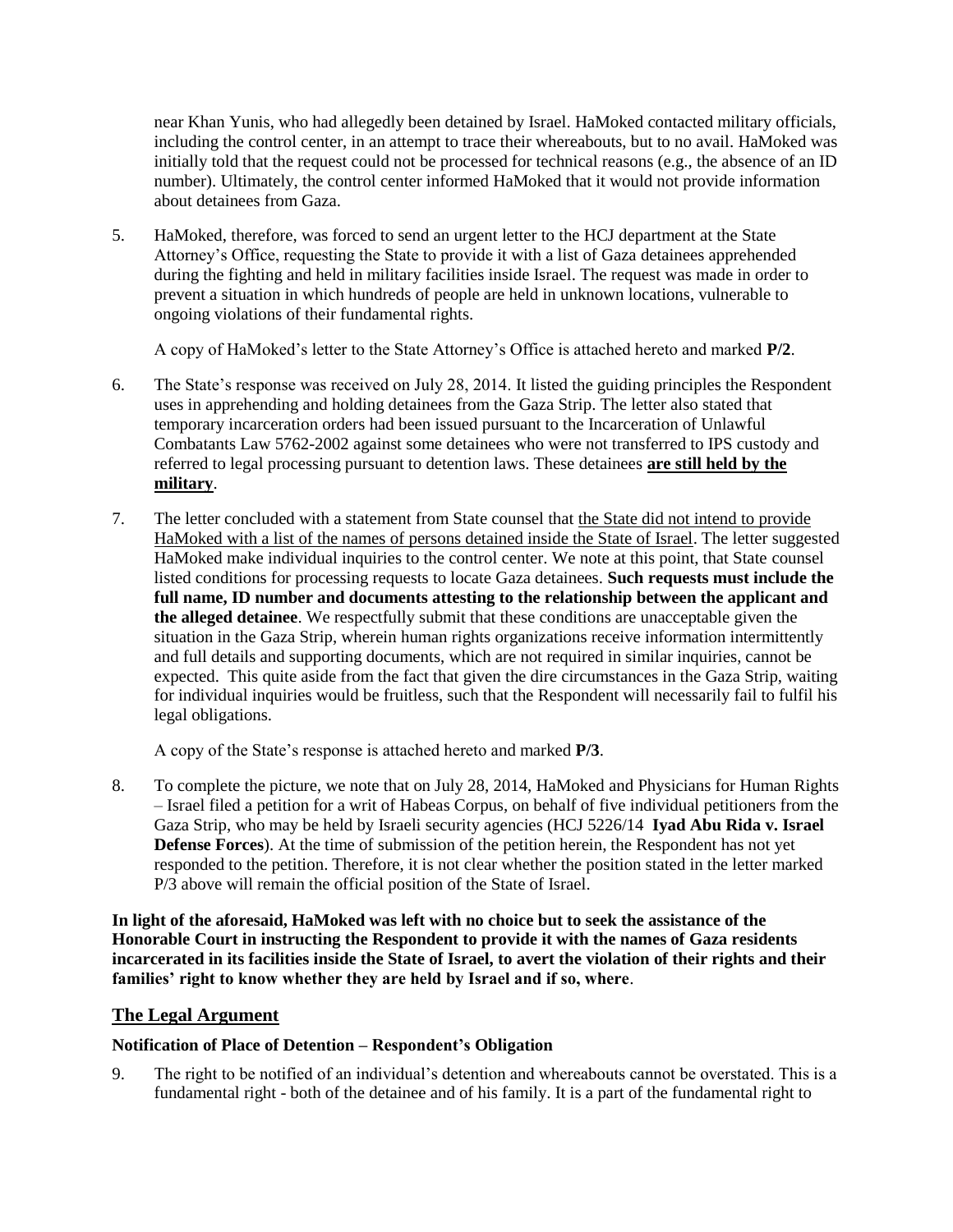near Khan Yunis, who had allegedly been detained by Israel. HaMoked contacted military officials, including the control center, in an attempt to trace their whereabouts, but to no avail. HaMoked was initially told that the request could not be processed for technical reasons (e.g., the absence of an ID number). Ultimately, the control center informed HaMoked that it would not provide information about detainees from Gaza.

5. HaMoked, therefore, was forced to send an urgent letter to the HCJ department at the State Attorney's Office, requesting the State to provide it with a list of Gaza detainees apprehended during the fighting and held in military facilities inside Israel. The request was made in order to prevent a situation in which hundreds of people are held in unknown locations, vulnerable to ongoing violations of their fundamental rights.

   A copy of HaMoked's letter to the State Attorney's Office is attached hereto and marked **P/2**.

6. The State's response was received on July 28, 2014. It listed the guiding principles the Respondent uses in apprehending and holding detainees from the Gaza Strip. The letter also stated that temporary incarceration orders had been issued pursuant to the Incarceration of Unlawful Combatants Law 5762-2002 against some detainees who were not transferred to IPS custody and referred to legal processing pursuant to detention laws. These detainees <u>**are still held by the military**</u>.

7. The letter concluded with a statement from State counsel that <u>the State did not intend to provide HaMoked with a list of the names of persons detained inside the State of Israel</u>. The letter suggested HaMoked make individual inquiries to the control center. We note at this point, that State counsel listed conditions for processing requests to locate Gaza detainees. **Such requests must include the full name, ID number and documents attesting to the relationship between the applicant and the alleged detainee**. We respectfully submit that these conditions are unacceptable given the situation in the Gaza Strip, wherein human rights organizations receive information intermittently and full details and supporting documents, which are not required in similar inquiries, cannot be expected. This quite aside from the fact that given the dire circumstances in the Gaza Strip, waiting for individual inquiries would be fruitless, such that the Respondent will necessarily fail to fulfil his legal obligations.

   A copy of the State's response is attached hereto and marked **P/3**.

8. To complete the picture, we note that on July 28, 2014, HaMoked and Physicians for Human Rights – Israel filed a petition for a writ of Habeas Corpus, on behalf of five individual petitioners from the Gaza Strip, who may be held by Israeli security agencies (HCJ 5226/14 **Iyad Abu Rida v. Israel Defense Forces**). At the time of submission of the petition herein, the Respondent has not yet responded to the petition. Therefore, it is not clear whether the position stated in the letter marked P/3 above will remain the official position of the State of Israel.

**In light of the aforesaid, HaMoked was left with no choice but to seek the assistance of the Honorable Court in instructing the Respondent to provide it with the names of Gaza residents incarcerated in its facilities inside the State of Israel, to avert the violation of their rights and their families' right to know whether they are held by Israel and if so, where**.

## <u>The Legal Argument</u>

### Notification of Place of Detention – Respondent's Obligation

9. The right to be notified of an individual's detention and whereabouts cannot be overstated. This is a fundamental right - both of the detainee and of his family. It is a part of the fundamental right to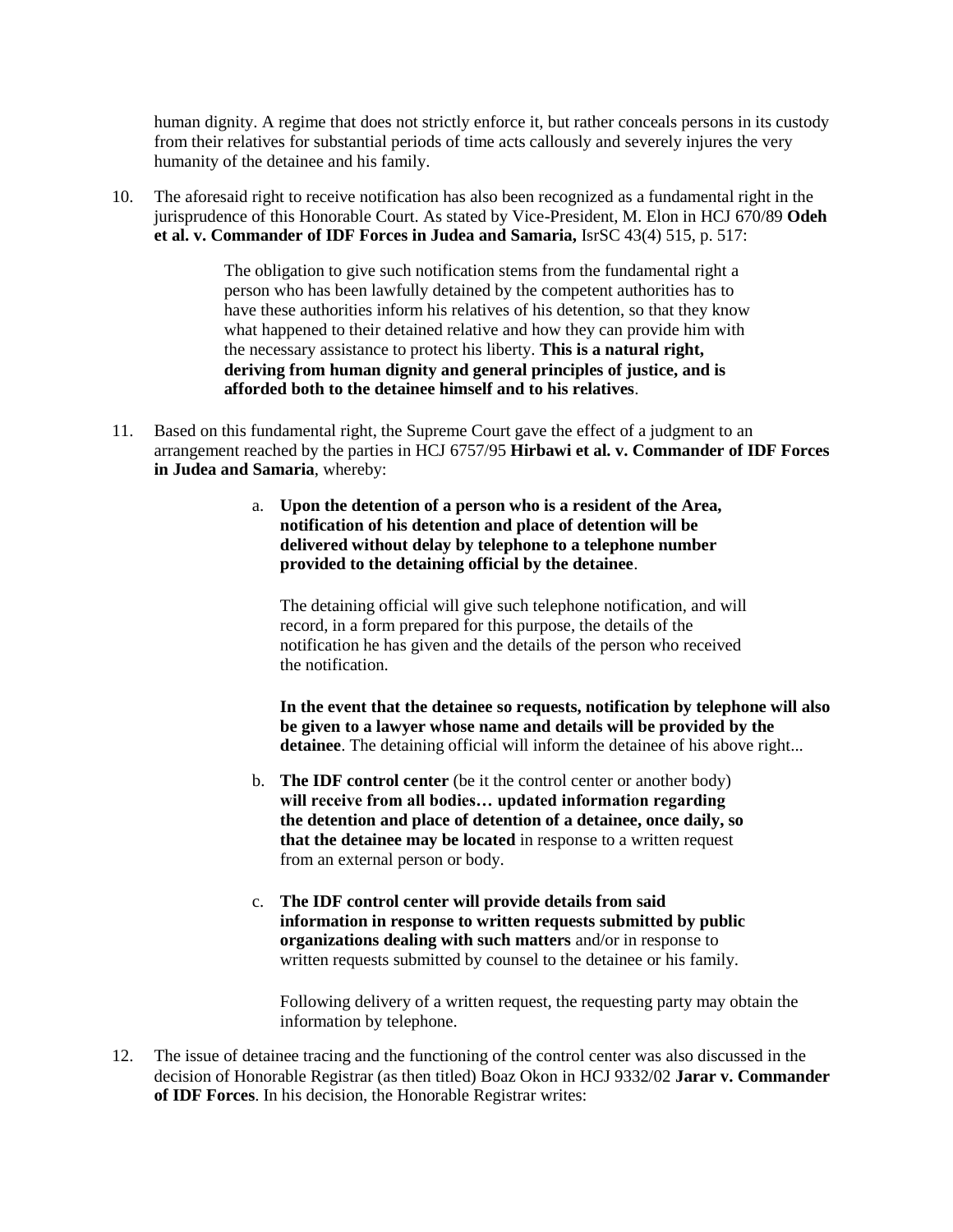human dignity. A regime that does not strictly enforce it, but rather conceals persons in its custody from their relatives for substantial periods of time acts callously and severely injures the very humanity of the detainee and his family.

10. The aforesaid right to receive notification has also been recognized as a fundamental right in the jurisprudence of this Honorable Court. As stated by Vice-President, M. Elon in HCJ 670/89 **Odeh et al. v. Commander of IDF Forces in Judea and Samaria,** IsrSC 43(4) 515, p. 517:

    > The obligation to give such notification stems from the fundamental right a person who has been lawfully detained by the competent authorities has to have these authorities inform his relatives of his detention, so that they know what happened to their detained relative and how they can provide him with the necessary assistance to protect his liberty. **This is a natural right, deriving from human dignity and general principles of justice, and is afforded both to the detainee himself and to his relatives**.

11. Based on this fundamental right, the Supreme Court gave the effect of a judgment to an arrangement reached by the parties in HCJ 6757/95 **Hirbawi et al. v. Commander of IDF Forces in Judea and Samaria**, whereby:

    a. **Upon the detention of a person who is a resident of the Area, notification of his detention and place of detention will be delivered without delay by telephone to a telephone number provided to the detaining official by the detainee**.

       The detaining official will give such telephone notification, and will record, in a form prepared for this purpose, the details of the notification he has given and the details of the person who received the notification.

       **In the event that the detainee so requests, notification by telephone will also be given to a lawyer whose name and details will be provided by the detainee**. The detaining official will inform the detainee of his above right...

    b. **The IDF control center** (be it the control center or another body) **will receive from all bodies… updated information regarding the detention and place of detention of a detainee, once daily, so that the detainee may be located** in response to a written request from an external person or body.

    c. **The IDF control center will provide details from said information in response to written requests submitted by public organizations dealing with such matters** and/or in response to written requests submitted by counsel to the detainee or his family.

       Following delivery of a written request, the requesting party may obtain the information by telephone.

12. The issue of detainee tracing and the functioning of the control center was also discussed in the decision of Honorable Registrar (as then titled) Boaz Okon in HCJ 9332/02 **Jarar v. Commander of IDF Forces**. In his decision, the Honorable Registrar writes: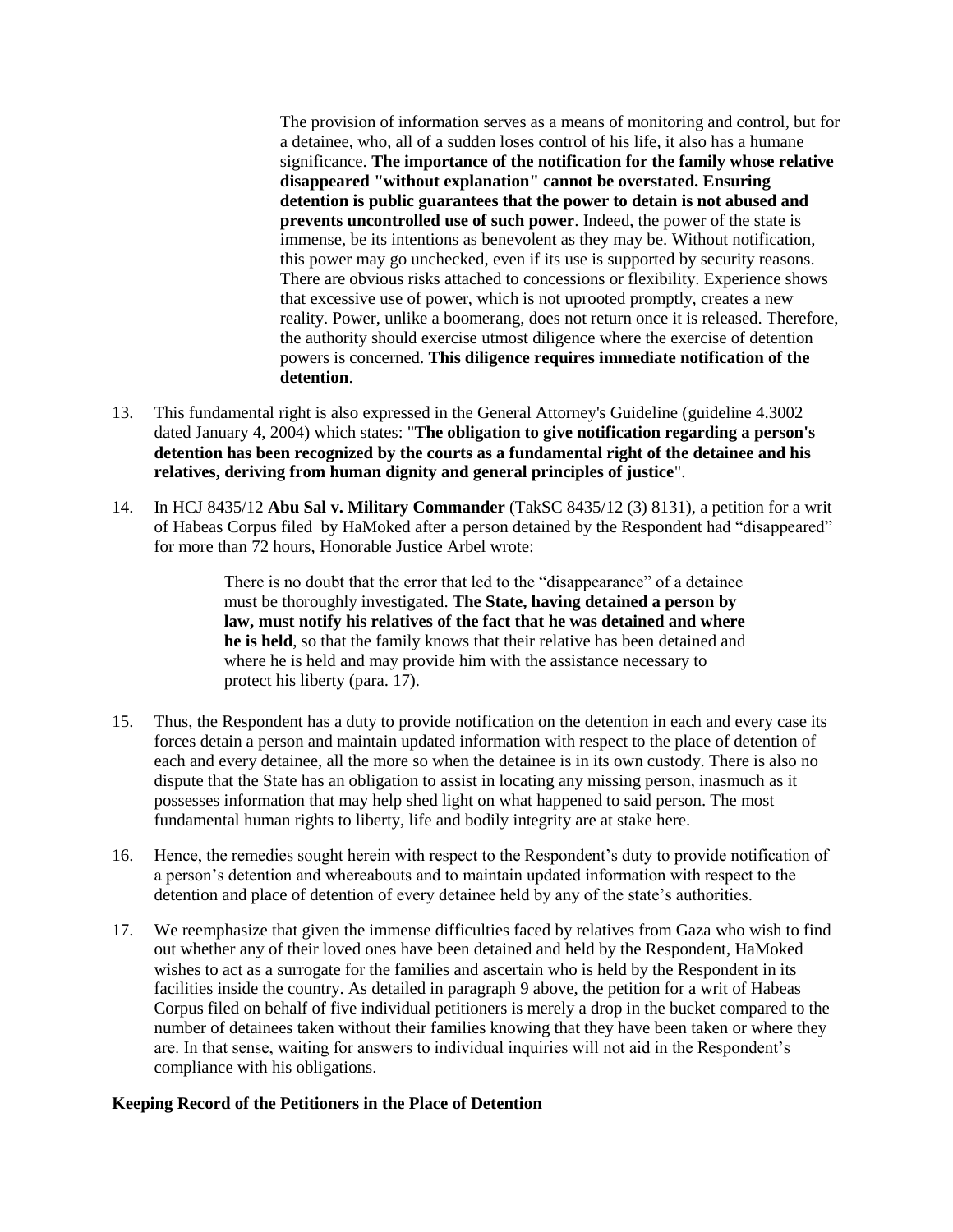> The provision of information serves as a means of monitoring and control, but for a detainee, who, all of a sudden loses control of his life, it also has a humane significance. **The importance of the notification for the family whose relative disappeared "without explanation" cannot be overstated. Ensuring detention is public guarantees that the power to detain is not abused and prevents uncontrolled use of such power**. Indeed, the power of the state is immense, be its intentions as benevolent as they may be. Without notification, this power may go unchecked, even if its use is supported by security reasons. There are obvious risks attached to concessions or flexibility. Experience shows that excessive use of power, which is not uprooted promptly, creates a new reality. Power, unlike a boomerang, does not return once it is released. Therefore, the authority should exercise utmost diligence where the exercise of detention powers is concerned. **This diligence requires immediate notification of the detention**.

13. This fundamental right is also expressed in the General Attorney's Guideline (guideline 4.3002 dated January 4, 2004) which states: "**The obligation to give notification regarding a person's detention has been recognized by the courts as a fundamental right of the detainee and his relatives, deriving from human dignity and general principles of justice**".

14. In HCJ 8435/12 **Abu Sal v. Military Commander** (TakSC 8435/12 (3) 8131), a petition for a writ of Habeas Corpus filed by HaMoked after a person detained by the Respondent had "disappeared" for more than 72 hours, Honorable Justice Arbel wrote:

> There is no doubt that the error that led to the "disappearance" of a detainee must be thoroughly investigated. **The State, having detained a person by law, must notify his relatives of the fact that he was detained and where he is held**, so that the family knows that their relative has been detained and where he is held and may provide him with the assistance necessary to protect his liberty (para. 17).

15. Thus, the Respondent has a duty to provide notification on the detention in each and every case its forces detain a person and maintain updated information with respect to the place of detention of each and every detainee, all the more so when the detainee is in its own custody. There is also no dispute that the State has an obligation to assist in locating any missing person, inasmuch as it possesses information that may help shed light on what happened to said person. The most fundamental human rights to liberty, life and bodily integrity are at stake here.

16. Hence, the remedies sought herein with respect to the Respondent's duty to provide notification of a person's detention and whereabouts and to maintain updated information with respect to the detention and place of detention of every detainee held by any of the state's authorities.

17. We reemphasize that given the immense difficulties faced by relatives from Gaza who wish to find out whether any of their loved ones have been detained and held by the Respondent, HaMoked wishes to act as a surrogate for the families and ascertain who is held by the Respondent in its facilities inside the country. As detailed in paragraph 9 above, the petition for a writ of Habeas Corpus filed on behalf of five individual petitioners is merely a drop in the bucket compared to the number of detainees taken without their families knowing that they have been taken or where they are. In that sense, waiting for answers to individual inquiries will not aid in the Respondent's compliance with his obligations.

**Keeping Record of the Petitioners in the Place of Detention**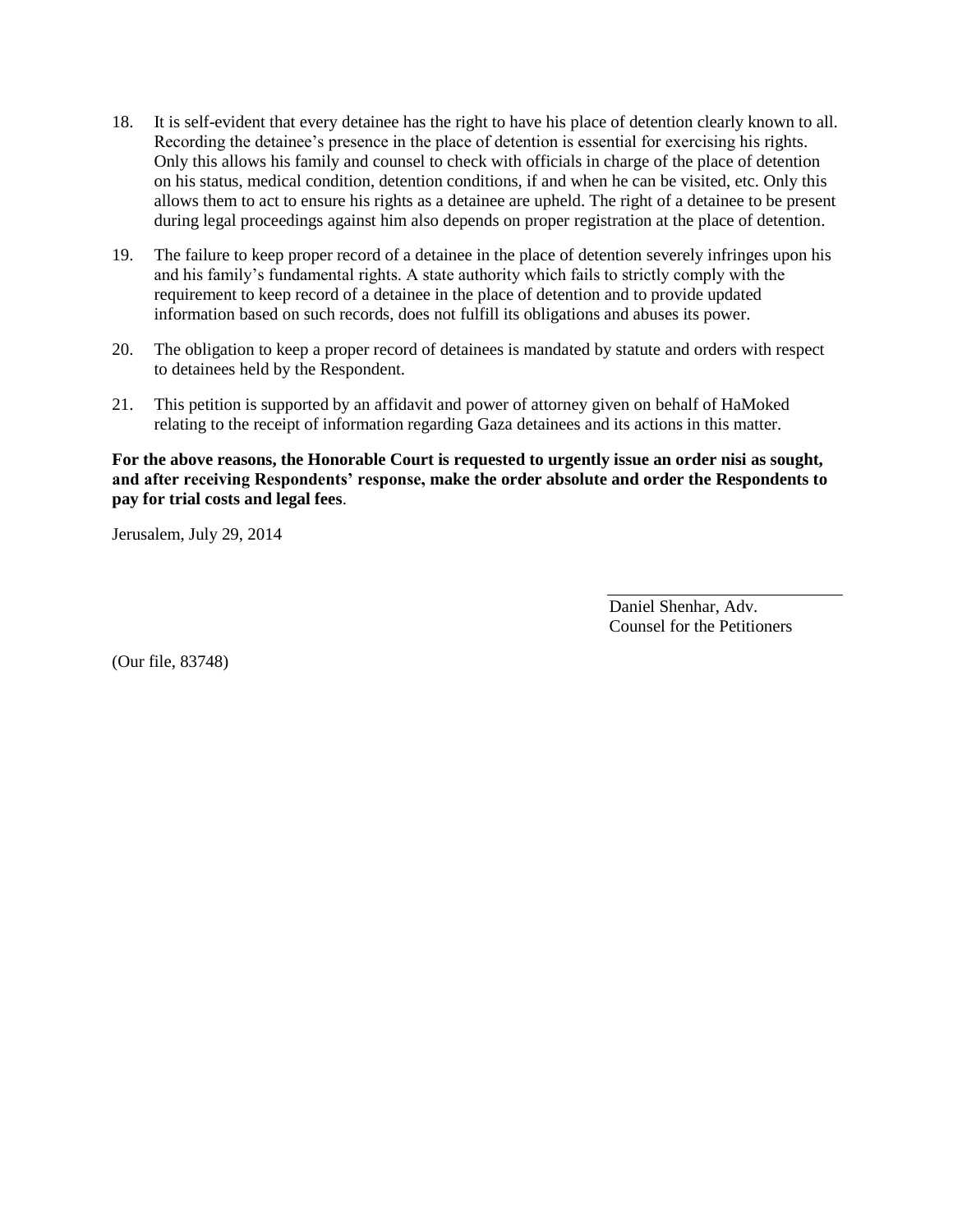18. It is self-evident that every detainee has the right to have his place of detention clearly known to all. Recording the detainee's presence in the place of detention is essential for exercising his rights. Only this allows his family and counsel to check with officials in charge of the place of detention on his status, medical condition, detention conditions, if and when he can be visited, etc. Only this allows them to act to ensure his rights as a detainee are upheld. The right of a detainee to be present during legal proceedings against him also depends on proper registration at the place of detention.

19. The failure to keep proper record of a detainee in the place of detention severely infringes upon his and his family's fundamental rights. A state authority which fails to strictly comply with the requirement to keep record of a detainee in the place of detention and to provide updated information based on such records, does not fulfill its obligations and abuses its power.

20. The obligation to keep a proper record of detainees is mandated by statute and orders with respect to detainees held by the Respondent.

21. This petition is supported by an affidavit and power of attorney given on behalf of HaMoked relating to the receipt of information regarding Gaza detainees and its actions in this matter.

**For the above reasons, the Honorable Court is requested to urgently issue an order nisi as sought, and after receiving Respondents' response, make the order absolute and order the Respondents to pay for trial costs and legal fees**.

Jerusalem, July 29, 2014

Daniel Shenhar, Adv.
Counsel for the Petitioners

(Our file, 83748)